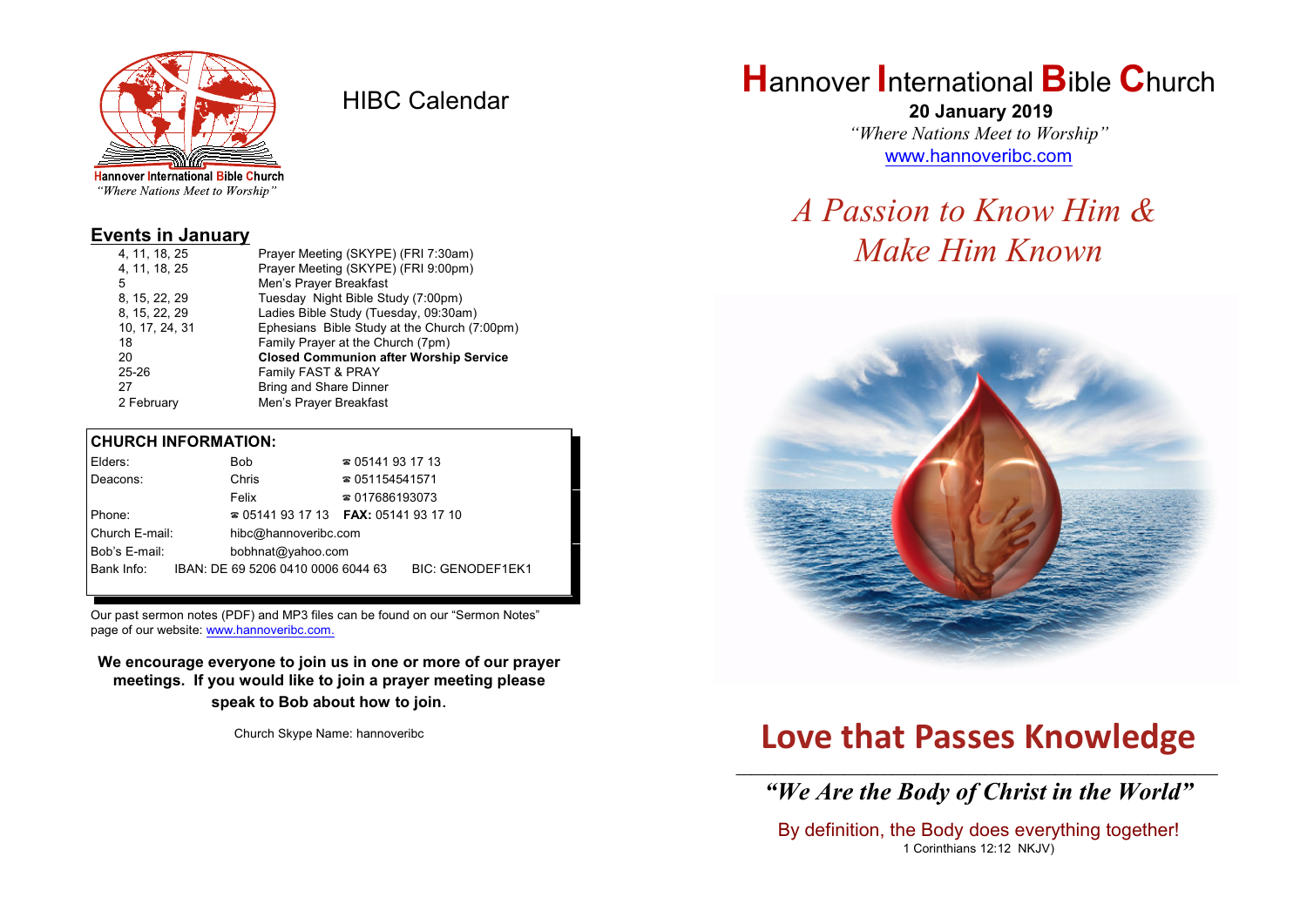Hannover International Bible Church
*"Where Nations Meet to Worship"*

# HIBC Calendar

## Events in January

| | |
|---|---|
| 4, 11, 18, 25 | Prayer Meeting (SKYPE) (FRI 7:30am) |
| 4, 11, 18, 25 | Prayer Meeting (SKYPE) (FRI 9:00pm) |
| 5 | Men's Prayer Breakfast |
| 8, 15, 22, 29 | Tuesday Night Bible Study (7:00pm) |
| 8, 15, 22, 29 | Ladies Bible Study (Tuesday, 09:30am) |
| 10, 17, 24, 31 | Ephesians Bible Study at the Church (7:00pm) |
| 18 | Family Prayer at the Church (7pm) |
| 20 | **Closed Communion after Worship Service** |
| 25-26 | Family FAST & PRAY |
| 27 | Bring and Share Dinner |
| 2 February | Men's Prayer Breakfast |

## CHURCH INFORMATION:

| | | |
|---|---|---|
| Elders: | Bob | ☎ 05141 93 17 13 |
| Deacons: | Chris | ☎ 051154541571 |
| | Felix | ☎ 017686193073 |
| Phone: | ☎ 05141 93 17 13 | **FAX:** 05141 93 17 10 |
| Church E-mail: | hibc@hannoveribc.com | |
| Bob's E-mail: | bobhnat@yahoo.com | |
| Bank Info: | IBAN: DE 69 5206 0410 0006 6044 63 | BIC: GENODEF1EK1 |

Our past sermon notes (PDF) and MP3 files can be found on our "Sermon Notes" page of our website: www.hannoveribc.com.

**We encourage everyone to join us in one or more of our prayer meetings. If you would like to join a prayer meeting please speak to Bob about how to join.**

Church Skype Name: hannoveribc

# Hannover International Bible Church

**20 January 2019**

*"Where Nations Meet to Worship"*

www.hannoveribc.com

## *A Passion to Know Him & Make Him Known*

# Love that Passes Knowledge

---

***"We Are the Body of Christ in the World"***

By definition, the Body does everything together!
1 Corinthians 12:12 NKJV)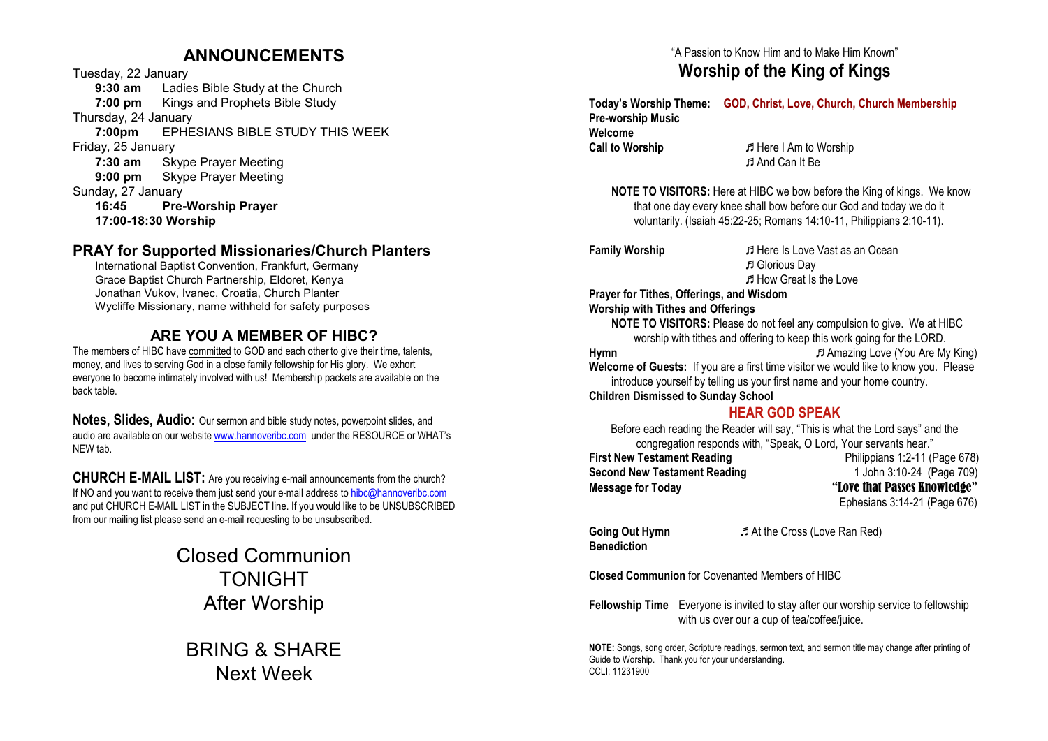## ANNOUNCEMENTS

Tuesday, 22 January
- **9:30 am** Ladies Bible Study at the Church
- **7:00 pm** Kings and Prophets Bible Study

Thursday, 24 January
- **7:00pm** EPHESIANS BIBLE STUDY THIS WEEK

Friday, 25 January
- **7:30 am** Skype Prayer Meeting
- **9:00 pm** Skype Prayer Meeting

Sunday, 27 January
- **16:45 Pre-Worship Prayer**
- **17:00-18:30 Worship**

### PRAY for Supported Missionaries/Church Planters

International Baptist Convention, Frankfurt, Germany
Grace Baptist Church Partnership, Eldoret, Kenya
Jonathan Vukov, Ivanec, Croatia, Church Planter
Wycliffe Missionary, name withheld for safety purposes

### ARE YOU A MEMBER OF HIBC?

The members of HIBC have committed to GOD and each other to give their time, talents, money, and lives to serving God in a close family fellowship for His glory. We exhort everyone to become intimately involved with us! Membership packets are available on the back table.

**Notes, Slides, Audio:** Our sermon and bible study notes, powerpoint slides, and audio are available on our website www.hannoveribc.com under the RESOURCE or WHAT's NEW tab.

**CHURCH E-MAIL LIST:** Are you receiving e-mail announcements from the church? If NO and you want to receive them just send your e-mail address to hibc@hannoveribc.com and put CHURCH E-MAIL LIST in the SUBJECT line. If you would like to be UNSUBSCRIBED from our mailing list please send an e-mail requesting to be unsubscribed.

Closed Communion
TONIGHT
After Worship

BRING & SHARE
Next Week

"A Passion to Know Him and to Make Him Known"

# Worship of the King of Kings

**Today's Worship Theme:** **GOD, Christ, Love, Church, Church Membership**

**Pre-worship Music**

**Welcome**

**Call to Worship** ♬ Here I Am to Worship
♬ And Can It Be

**NOTE TO VISITORS:** Here at HIBC we bow before the King of kings. We know that one day every knee shall bow before our God and today we do it voluntarily. (Isaiah 45:22-25; Romans 14:10-11, Philippians 2:10-11).

**Family Worship** ♬ Here Is Love Vast as an Ocean
♬ Glorious Day
♬ How Great Is the Love

**Prayer for Tithes, Offerings, and Wisdom**

**Worship with Tithes and Offerings**

**NOTE TO VISITORS:** Please do not feel any compulsion to give. We at HIBC worship with tithes and offering to keep this work going for the LORD.

**Hymn** ♬ Amazing Love (You Are My King)

**Welcome of Guests:** If you are a first time visitor we would like to know you. Please introduce yourself by telling us your first name and your home country.

**Children Dismissed to Sunday School**

### HEAR GOD SPEAK

Before each reading the Reader will say, "This is what the Lord says" and the congregation responds with, "Speak, O Lord, Your servants hear."

**First New Testament Reading** Philippians 1:2-11 (Page 678)

**Second New Testament Reading** 1 John 3:10-24 (Page 709)

**Message for Today** **"Love that Passes Knowledge"**
Ephesians 3:14-21 (Page 676)

**Going Out Hymn** ♬ At the Cross (Love Ran Red)

**Benediction**

**Closed Communion** for Covenanted Members of HIBC

**Fellowship Time** Everyone is invited to stay after our worship service to fellowship with us over our a cup of tea/coffee/juice.

**NOTE:** Songs, song order, Scripture readings, sermon text, and sermon title may change after printing of Guide to Worship. Thank you for your understanding.
CCLI: 11231900